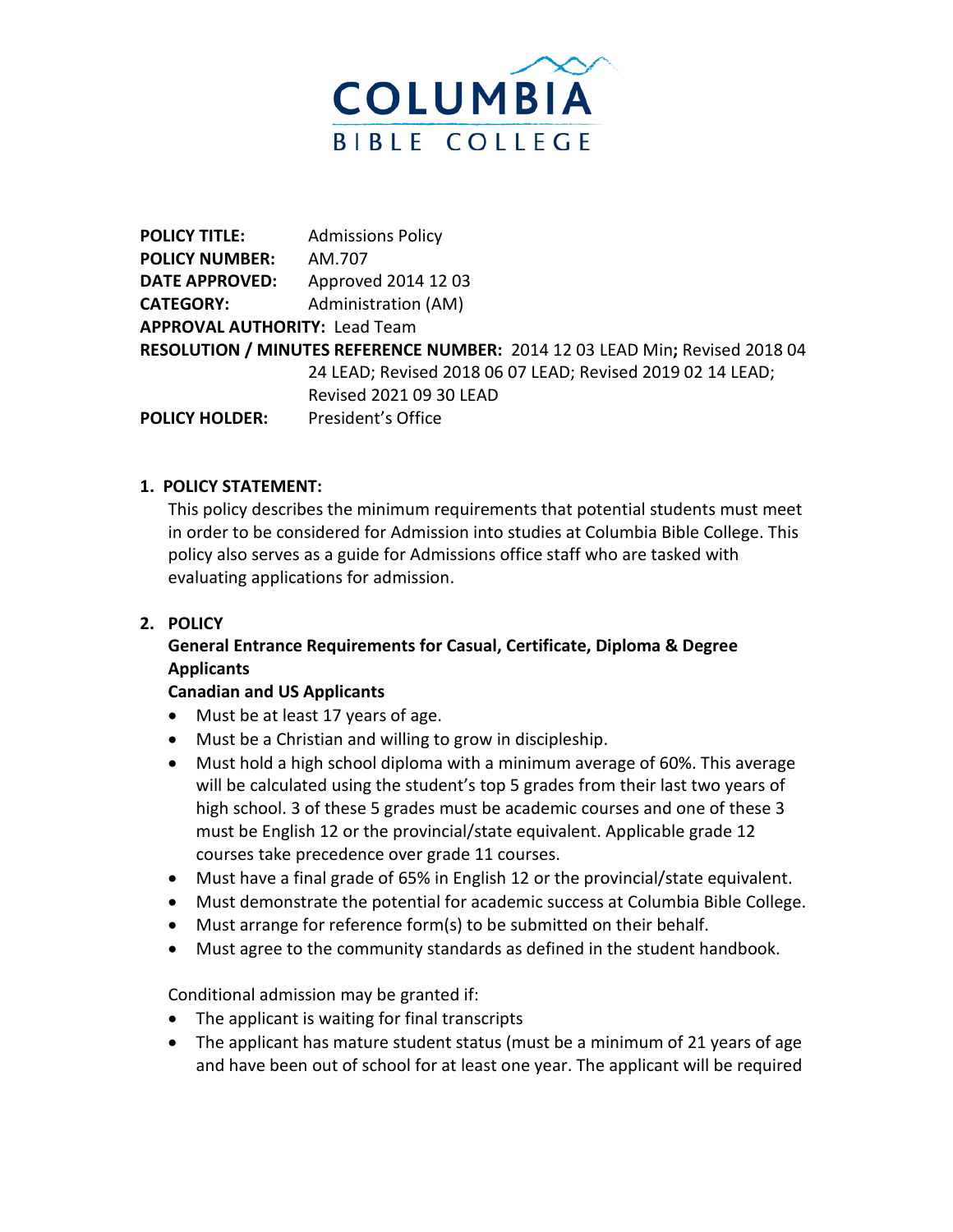COLUMBIA
BIBLE COLLEGE

**POLICY TITLE:** Admissions Policy
**POLICY NUMBER:** AM.707
**DATE APPROVED:** Approved 2014 12 03
**CATEGORY:** Administration (AM)
**APPROVAL AUTHORITY:** Lead Team
**RESOLUTION / MINUTES REFERENCE NUMBER:** 2014 12 03 LEAD Min**;** Revised 2018 04 24 LEAD; Revised 2018 06 07 LEAD; Revised 2019 02 14 LEAD; Revised 2021 09 30 LEAD
**POLICY HOLDER:** President's Office

## 1. POLICY STATEMENT:

This policy describes the minimum requirements that potential students must meet in order to be considered for Admission into studies at Columbia Bible College. This policy also serves as a guide for Admissions office staff who are tasked with evaluating applications for admission.

## 2. POLICY

### General Entrance Requirements for Casual, Certificate, Diploma & Degree Applicants

#### Canadian and US Applicants

- Must be at least 17 years of age.
- Must be a Christian and willing to grow in discipleship.
- Must hold a high school diploma with a minimum average of 60%. This average will be calculated using the student's top 5 grades from their last two years of high school. 3 of these 5 grades must be academic courses and one of these 3 must be English 12 or the provincial/state equivalent. Applicable grade 12 courses take precedence over grade 11 courses.
- Must have a final grade of 65% in English 12 or the provincial/state equivalent.
- Must demonstrate the potential for academic success at Columbia Bible College.
- Must arrange for reference form(s) to be submitted on their behalf.
- Must agree to the community standards as defined in the student handbook.

Conditional admission may be granted if:

- The applicant is waiting for final transcripts
- The applicant has mature student status (must be a minimum of 21 years of age and have been out of school for at least one year. The applicant will be required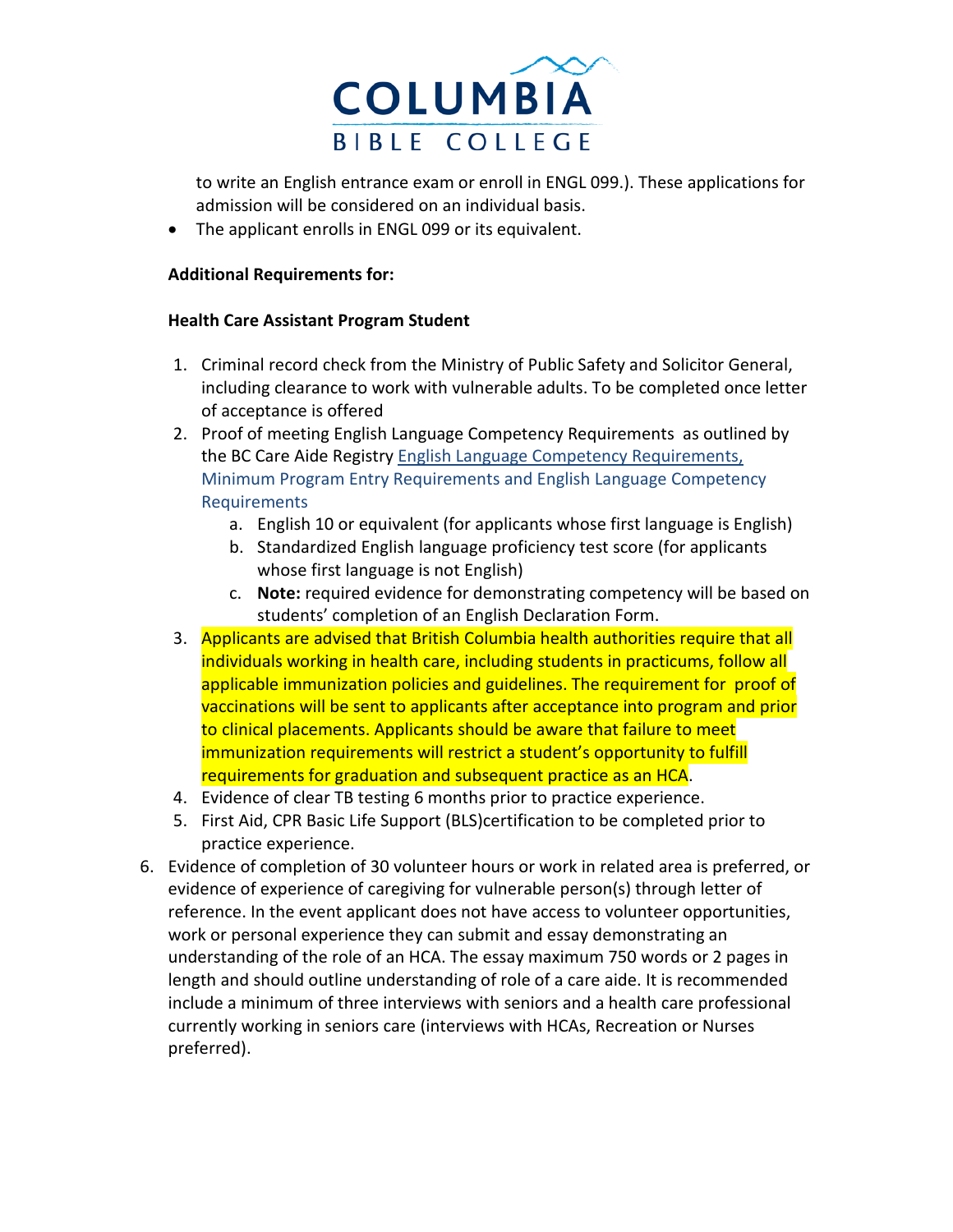to write an English entrance exam or enroll in ENGL 099.). These applications for admission will be considered on an individual basis.

- The applicant enrolls in ENGL 099 or its equivalent.

**Additional Requirements for:**

**Health Care Assistant Program Student**

1. Criminal record check from the Ministry of Public Safety and Solicitor General, including clearance to work with vulnerable adults. To be completed once letter of acceptance is offered
2. Proof of meeting English Language Competency Requirements as outlined by the BC Care Aide Registry English Language Competency Requirements, Minimum Program Entry Requirements and English Language Competency Requirements
   a. English 10 or equivalent (for applicants whose first language is English)
   b. Standardized English language proficiency test score (for applicants whose first language is not English)
   c. **Note:** required evidence for demonstrating competency will be based on students' completion of an English Declaration Form.
3. Applicants are advised that British Columbia health authorities require that all individuals working in health care, including students in practicums, follow all applicable immunization policies and guidelines. The requirement for proof of vaccinations will be sent to applicants after acceptance into program and prior to clinical placements. Applicants should be aware that failure to meet immunization requirements will restrict a student's opportunity to fulfill requirements for graduation and subsequent practice as an HCA.
4. Evidence of clear TB testing 6 months prior to practice experience.
5. First Aid, CPR Basic Life Support (BLS)certification to be completed prior to practice experience.
6. Evidence of completion of 30 volunteer hours or work in related area is preferred, or evidence of experience of caregiving for vulnerable person(s) through letter of reference. In the event applicant does not have access to volunteer opportunities, work or personal experience they can submit and essay demonstrating an understanding of the role of an HCA. The essay maximum 750 words or 2 pages in length and should outline understanding of role of a care aide. It is recommended include a minimum of three interviews with seniors and a health care professional currently working in seniors care (interviews with HCAs, Recreation or Nurses preferred).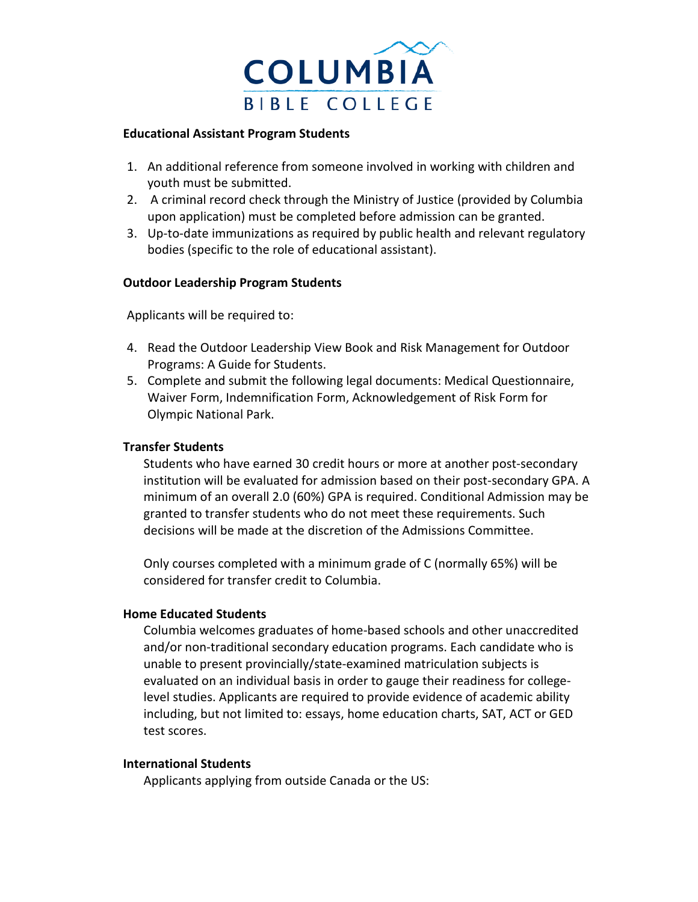**Educational Assistant Program Students**

1. An additional reference from someone involved in working with children and youth must be submitted.
2. A criminal record check through the Ministry of Justice (provided by Columbia upon application) must be completed before admission can be granted.
3. Up-to-date immunizations as required by public health and relevant regulatory bodies (specific to the role of educational assistant).

**Outdoor Leadership Program Students**

Applicants will be required to:

4. Read the Outdoor Leadership View Book and Risk Management for Outdoor Programs: A Guide for Students.
5. Complete and submit the following legal documents: Medical Questionnaire, Waiver Form, Indemnification Form, Acknowledgement of Risk Form for Olympic National Park.

**Transfer Students**

Students who have earned 30 credit hours or more at another post-secondary institution will be evaluated for admission based on their post-secondary GPA. A minimum of an overall 2.0 (60%) GPA is required. Conditional Admission may be granted to transfer students who do not meet these requirements. Such decisions will be made at the discretion of the Admissions Committee.

Only courses completed with a minimum grade of C (normally 65%) will be considered for transfer credit to Columbia.

**Home Educated Students**

Columbia welcomes graduates of home-based schools and other unaccredited and/or non-traditional secondary education programs. Each candidate who is unable to present provincially/state-examined matriculation subjects is evaluated on an individual basis in order to gauge their readiness for college-level studies. Applicants are required to provide evidence of academic ability including, but not limited to: essays, home education charts, SAT, ACT or GED test scores.

**International Students**

Applicants applying from outside Canada or the US: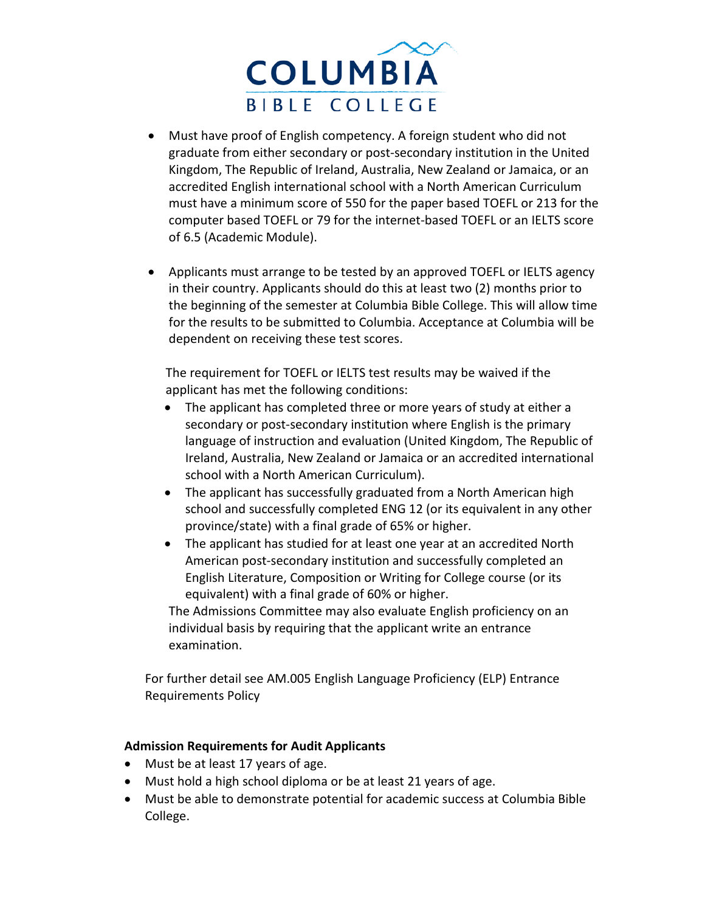- Must have proof of English competency. A foreign student who did not graduate from either secondary or post-secondary institution in the United Kingdom, The Republic of Ireland, Australia, New Zealand or Jamaica, or an accredited English international school with a North American Curriculum must have a minimum score of 550 for the paper based TOEFL or 213 for the computer based TOEFL or 79 for the internet-based TOEFL or an IELTS score of 6.5 (Academic Module).

- Applicants must arrange to be tested by an approved TOEFL or IELTS agency in their country. Applicants should do this at least two (2) months prior to the beginning of the semester at Columbia Bible College. This will allow time for the results to be submitted to Columbia. Acceptance at Columbia will be dependent on receiving these test scores.

  The requirement for TOEFL or IELTS test results may be waived if the applicant has met the following conditions:
  - The applicant has completed three or more years of study at either a secondary or post-secondary institution where English is the primary language of instruction and evaluation (United Kingdom, The Republic of Ireland, Australia, New Zealand or Jamaica or an accredited international school with a North American Curriculum).
  - The applicant has successfully graduated from a North American high school and successfully completed ENG 12 (or its equivalent in any other province/state) with a final grade of 65% or higher.
  - The applicant has studied for at least one year at an accredited North American post-secondary institution and successfully completed an English Literature, Composition or Writing for College course (or its equivalent) with a final grade of 60% or higher.

  The Admissions Committee may also evaluate English proficiency on an individual basis by requiring that the applicant write an entrance examination.

For further detail see AM.005 English Language Proficiency (ELP) Entrance Requirements Policy

**Admission Requirements for Audit Applicants**

- Must be at least 17 years of age.
- Must hold a high school diploma or be at least 21 years of age.
- Must be able to demonstrate potential for academic success at Columbia Bible College.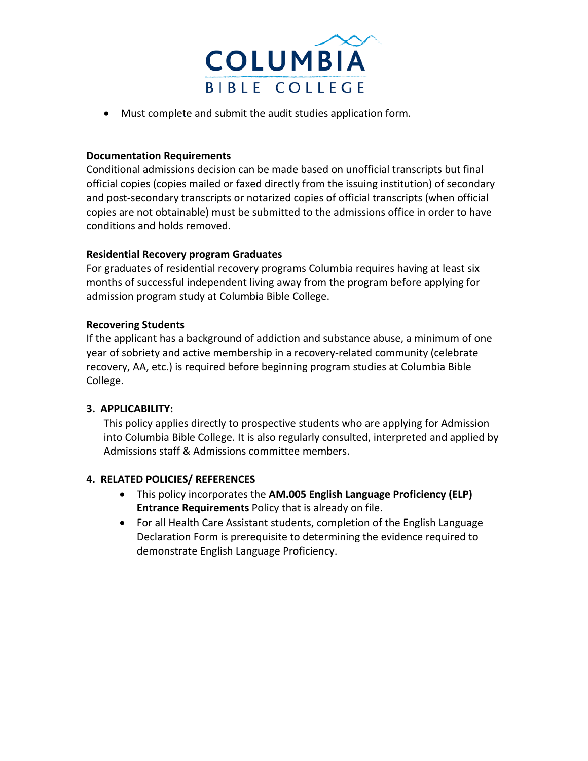- Must complete and submit the audit studies application form.

**Documentation Requirements**

Conditional admissions decision can be made based on unofficial transcripts but final official copies (copies mailed or faxed directly from the issuing institution) of secondary and post-secondary transcripts or notarized copies of official transcripts (when official copies are not obtainable) must be submitted to the admissions office in order to have conditions and holds removed.

**Residential Recovery program Graduates**

For graduates of residential recovery programs Columbia requires having at least six months of successful independent living away from the program before applying for admission program study at Columbia Bible College.

**Recovering Students**

If the applicant has a background of addiction and substance abuse, a minimum of one year of sobriety and active membership in a recovery-related community (celebrate recovery, AA, etc.) is required before beginning program studies at Columbia Bible College.

## 3. APPLICABILITY:

This policy applies directly to prospective students who are applying for Admission into Columbia Bible College. It is also regularly consulted, interpreted and applied by Admissions staff & Admissions committee members.

## 4. RELATED POLICIES/ REFERENCES

- This policy incorporates the **AM.005 English Language Proficiency (ELP) Entrance Requirements** Policy that is already on file.
- For all Health Care Assistant students, completion of the English Language Declaration Form is prerequisite to determining the evidence required to demonstrate English Language Proficiency.